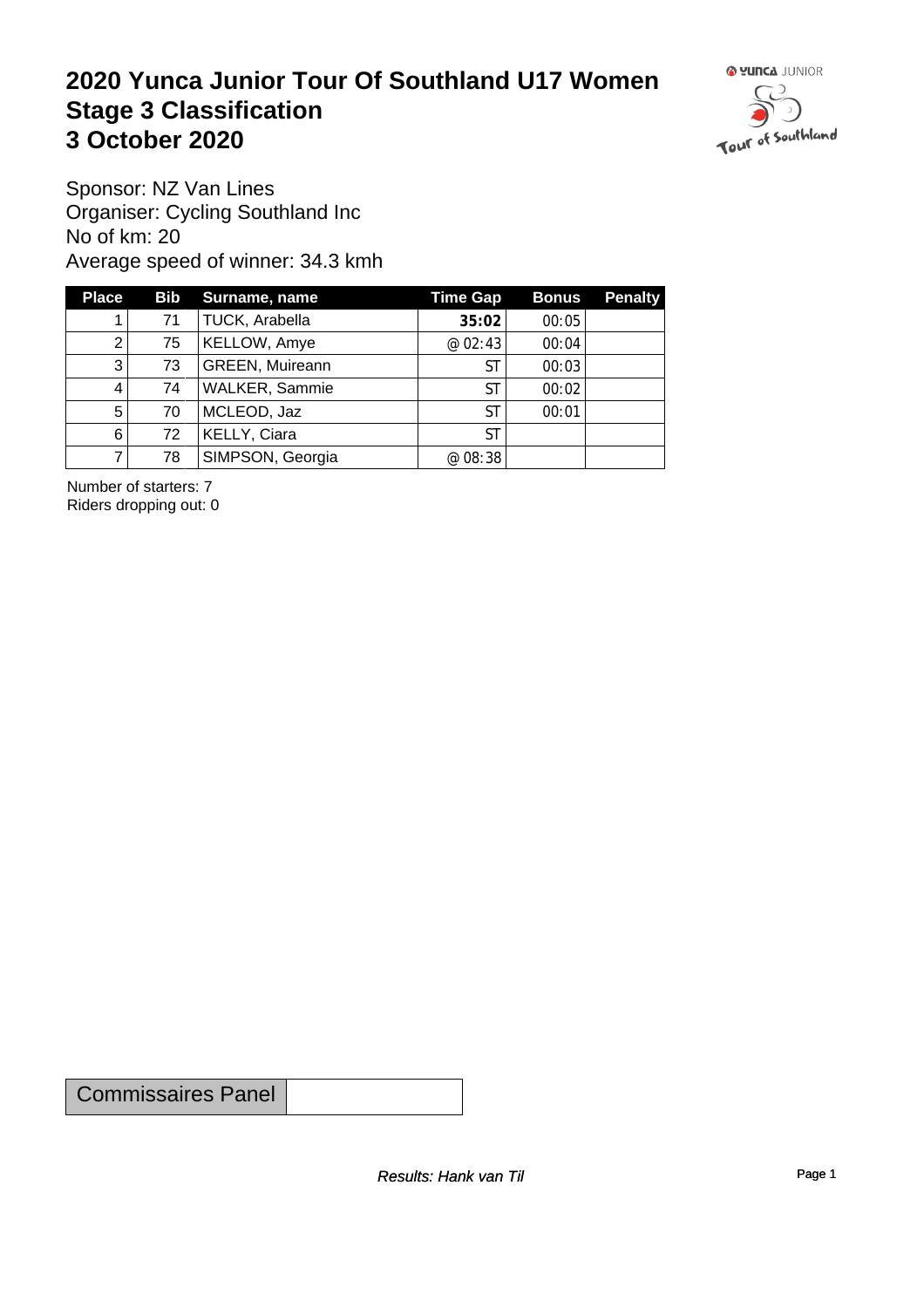# 2020 Yunca Junior Tour Of Southland U17 Women
# Stage 3 Classification
# 3 October 2020

Sponsor: NZ Van Lines
Organiser: Cycling Southland Inc
No of km: 20
Average speed of winner: 34.3 kmh

| Place | Bib | Surname, name | Time Gap | Bonus | Penalty |
|---|---|---|---|---|---|
| 1 | 71 | TUCK, Arabella | **35:02** | 00:05 | |
| 2 | 75 | KELLOW, Amye | @ 02:43 | 00:04 | |
| 3 | 73 | GREEN, Muireann | ST | 00:03 | |
| 4 | 74 | WALKER, Sammie | ST | 00:02 | |
| 5 | 70 | MCLEOD, Jaz | ST | 00:01 | |
| 6 | 72 | KELLY, Ciara | ST | | |
| 7 | 78 | SIMPSON, Georgia | @ 08:38 | | |

Number of starters: 7
Riders dropping out: 0

| Commissaires Panel | |
|---|---|

*Results: Hank van Til*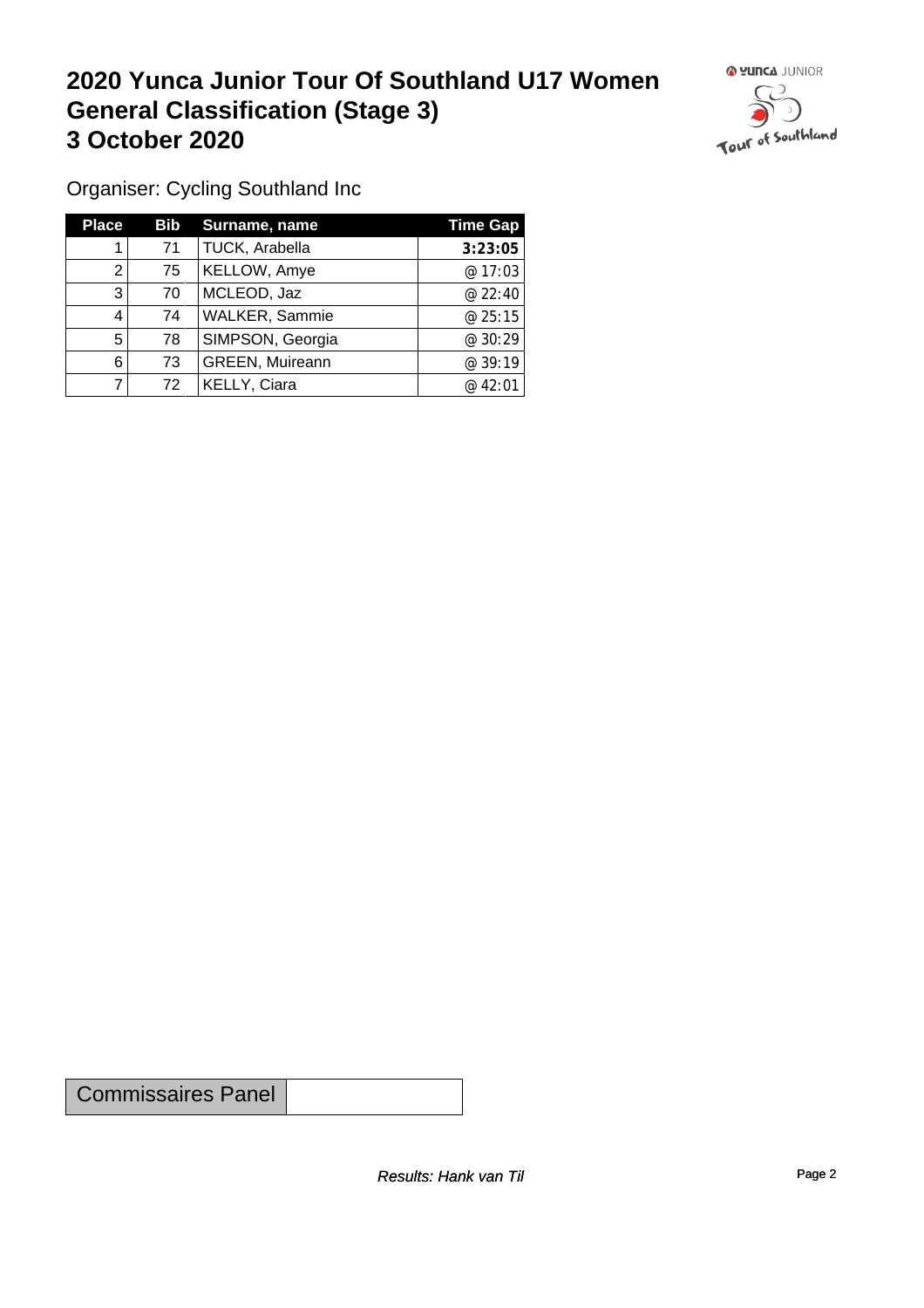# 2020 Yunca Junior Tour Of Southland U17 Women
# General Classification (Stage 3)
# 3 October 2020

Organiser: Cycling Southland Inc

| Place | Bib | Surname, name | Time Gap |
|---|---|---|---|
| 1 | 71 | TUCK, Arabella | **3:23:05** |
| 2 | 75 | KELLOW, Amye | @ 17:03 |
| 3 | 70 | MCLEOD, Jaz | @ 22:40 |
| 4 | 74 | WALKER, Sammie | @ 25:15 |
| 5 | 78 | SIMPSON, Georgia | @ 30:29 |
| 6 | 73 | GREEN, Muireann | @ 39:19 |
| 7 | 72 | KELLY, Ciara | @ 42:01 |

| Commissaires Panel | |
|---|---|

*Results: Hank van Til*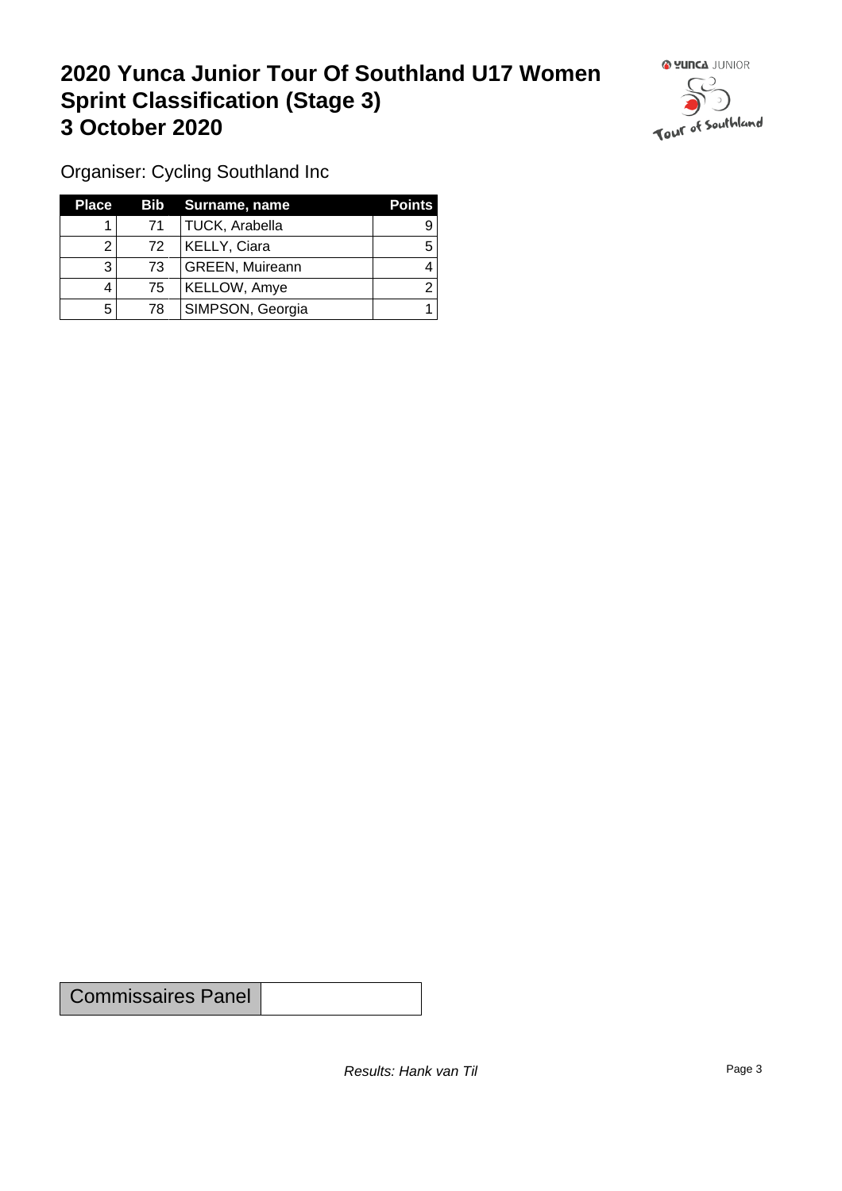# 2020 Yunca Junior Tour Of Southland U17 Women
# Sprint Classification (Stage 3)
# 3 October 2020

Organiser: Cycling Southland Inc

| Place | Bib | Surname, name | Points |
|---|---|---|---|
| 1 | 71 | TUCK, Arabella | 9 |
| 2 | 72 | KELLY, Ciara | 5 |
| 3 | 73 | GREEN, Muireann | 4 |
| 4 | 75 | KELLOW, Amye | 2 |
| 5 | 78 | SIMPSON, Georgia | 1 |

| Commissaires Panel | |
|---|---|

*Results: Hank van Til*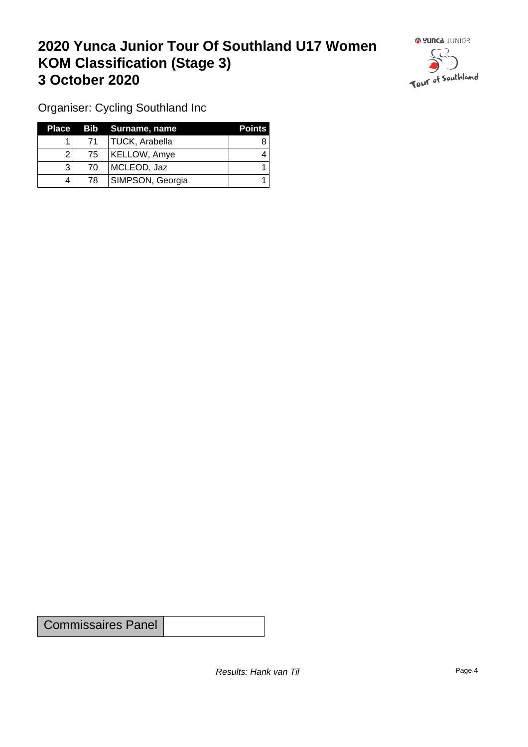# 2020 Yunca Junior Tour Of Southland U17 Women
# KOM Classification (Stage 3)
# 3 October 2020

Organiser: Cycling Southland Inc

| Place | Bib | Surname, name | Points |
|---|---|---|---|
| 1 | 71 | TUCK, Arabella | 8 |
| 2 | 75 | KELLOW, Amye | 4 |
| 3 | 70 | MCLEOD, Jaz | 1 |
| 4 | 78 | SIMPSON, Georgia | 1 |

| Commissaires Panel | |
|---|---|

*Results: Hank van Til*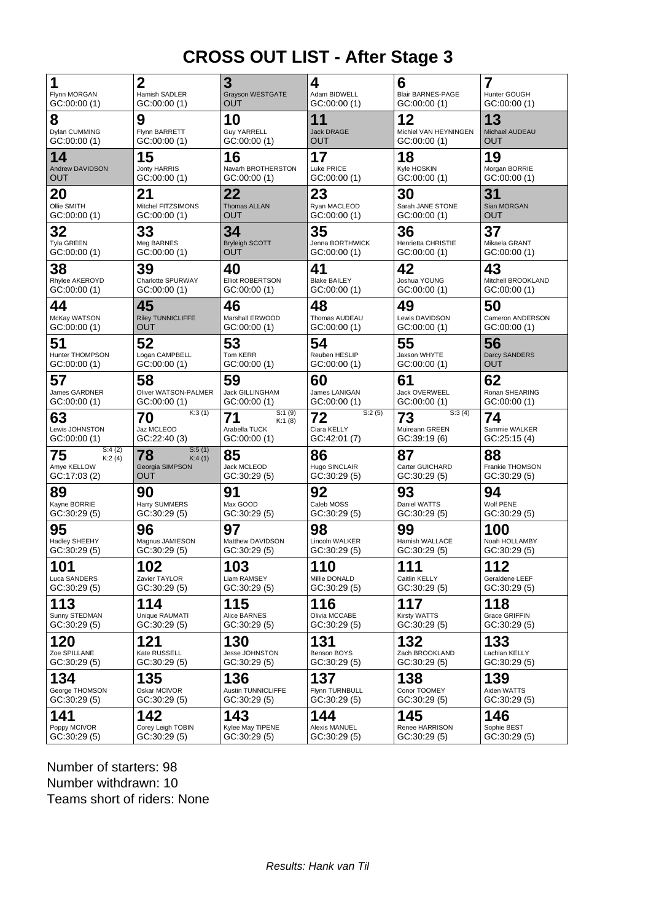# CROSS OUT LIST - After Stage 3

| | | | | | |
|---|---|---|---|---|---|
| **1** Flynn MORGAN GC:00:00 (1) | **2** Hamish SADLER GC:00:00 (1) | **3** Grayson WESTGATE OUT | **4** Adam BIDWELL GC:00:00 (1) | **6** Blair BARNES-PAGE GC:00:00 (1) | **7** Hunter GOUGH GC:00:00 (1) |
| **8** Dylan CUMMING GC:00:00 (1) | **9** Flynn BARRETT GC:00:00 (1) | **10** Guy YARRELL GC:00:00 (1) | **11** Jack DRAGE OUT | **12** Michiel VAN HEYNINGEN GC:00:00 (1) | **13** Michael AUDEAU OUT |
| **14** Andrew DAVIDSON OUT | **15** Jonty HARRIS GC:00:00 (1) | **16** Navarh BROTHERSTON GC:00:00 (1) | **17** Luke PRICE GC:00:00 (1) | **18** Kyle HOSKIN GC:00:00 (1) | **19** Morgan BORRIE GC:00:00 (1) |
| **20** Ollie SMITH GC:00:00 (1) | **21** Mitchel FITZSIMONS GC:00:00 (1) | **22** Thomas ALLAN OUT | **23** Ryan MACLEOD GC:00:00 (1) | **30** Sarah JANE STONE GC:00:00 (1) | **31** Sian MORGAN OUT |
| **32** Tyla GREEN GC:00:00 (1) | **33** Meg BARNES GC:00:00 (1) | **34** Bryleigh SCOTT OUT | **35** Jenna BORTHWICK GC:00:00 (1) | **36** Henrietta CHRISTIE GC:00:00 (1) | **37** Mikaela GRANT GC:00:00 (1) |
| **38** Rhylee AKEROYD GC:00:00 (1) | **39** Charlotte SPURWAY GC:00:00 (1) | **40** Elliot ROBERTSON GC:00:00 (1) | **41** Blake BAILEY GC:00:00 (1) | **42** Joshua YOUNG GC:00:00 (1) | **43** Mitchell BROOKLAND GC:00:00 (1) |
| **44** McKay WATSON GC:00:00 (1) | **45** Riley TUNNICLIFFE OUT | **46** Marshall ERWOOD GC:00:00 (1) | **48** Thomas AUDEAU GC:00:00 (1) | **49** Lewis DAVIDSON GC:00:00 (1) | **50** Cameron ANDERSON GC:00:00 (1) |
| **51** Hunter THOMPSON GC:00:00 (1) | **52** Logan CAMPBELL GC:00:00 (1) | **53** Tom KERR GC:00:00 (1) | **54** Reuben HESLIP GC:00:00 (1) | **55** Jaxson WHYTE GC:00:00 (1) | **56** Darcy SANDERS OUT |
| **57** James GARDNER GC:00:00 (1) | **58** Oliver WATSON-PALMER GC:00:00 (1) | **59** Jack GILLINGHAM GC:00:00 (1) | **60** James LANIGAN GC:00:00 (1) | **61** Jack OVERWEEL GC:00:00 (1) | **62** Ronan SHEARING GC:00:00 (1) |
| **63** Lewis JOHNSTON GC:00:00 (1) | **70** K:3 (1) Jaz MCLEOD GC:22:40 (3) | **71** S:1 (9) K:1 (8) Arabella TUCK GC:00:00 (1) | **72** S:2 (5) Ciara KELLY GC:42:01 (7) | **73** S:3 (4) Muireann GREEN GC:39:19 (6) | **74** Sammie WALKER GC:25:15 (4) |
| **75** S:4 (2) K:2 (4) Amye KELLOW GC:17:03 (2) | **78** S:5 (1) K:4 (1) Georgia SIMPSON OUT | **85** Jack MCLEOD GC:30:29 (5) | **86** Hugo SINCLAIR GC:30:29 (5) | **87** Carter GUICHARD GC:30:29 (5) | **88** Frankie THOMSON GC:30:29 (5) |
| **89** Kayne BORRIE GC:30:29 (5) | **90** Harry SUMMERS GC:30:29 (5) | **91** Max GOOD GC:30:29 (5) | **92** Caleb MOSS GC:30:29 (5) | **93** Daniel WATTS GC:30:29 (5) | **94** Wolf PENE GC:30:29 (5) |
| **95** Hadley SHEEHY GC:30:29 (5) | **96** Magnus JAMIESON GC:30:29 (5) | **97** Matthew DAVIDSON GC:30:29 (5) | **98** Lincoln WALKER GC:30:29 (5) | **99** Hamish WALLACE GC:30:29 (5) | **100** Noah HOLLAMBY GC:30:29 (5) |
| **101** Luca SANDERS GC:30:29 (5) | **102** Zavier TAYLOR GC:30:29 (5) | **103** Liam RAMSEY GC:30:29 (5) | **110** Millie DONALD GC:30:29 (5) | **111** Caitlin KELLY GC:30:29 (5) | **112** Geraldene LEEF GC:30:29 (5) |
| **113** Sunny STEDMAN GC:30:29 (5) | **114** Unique RAUMATI GC:30:29 (5) | **115** Alice BARNES GC:30:29 (5) | **116** Olivia MCCABE GC:30:29 (5) | **117** Kirsty WATTS GC:30:29 (5) | **118** Grace GRIFFIN GC:30:29 (5) |
| **120** Zoe SPILLANE GC:30:29 (5) | **121** Kate RUSSELL GC:30:29 (5) | **130** Jesse JOHNSTON GC:30:29 (5) | **131** Benson BOYS GC:30:29 (5) | **132** Zach BROOKLAND GC:30:29 (5) | **133** Lachlan KELLY GC:30:29 (5) |
| **134** George THOMSON GC:30:29 (5) | **135** Oskar MCIVOR GC:30:29 (5) | **136** Austin TUNNICLIFFE GC:30:29 (5) | **137** Flynn TURNBULL GC:30:29 (5) | **138** Conor TOOMEY GC:30:29 (5) | **139** Aiden WATTS GC:30:29 (5) |
| **141** Poppy MCIVOR GC:30:29 (5) | **142** Corey Leigh TOBIN GC:30:29 (5) | **143** Kylee May TIPENE GC:30:29 (5) | **144** Alexis MANUEL GC:30:29 (5) | **145** Renee HARRISON GC:30:29 (5) | **146** Sophie BEST GC:30:29 (5) |

Number of starters: 98
Number withdrawn: 10
Teams short of riders: None

*Results: Hank van Til*